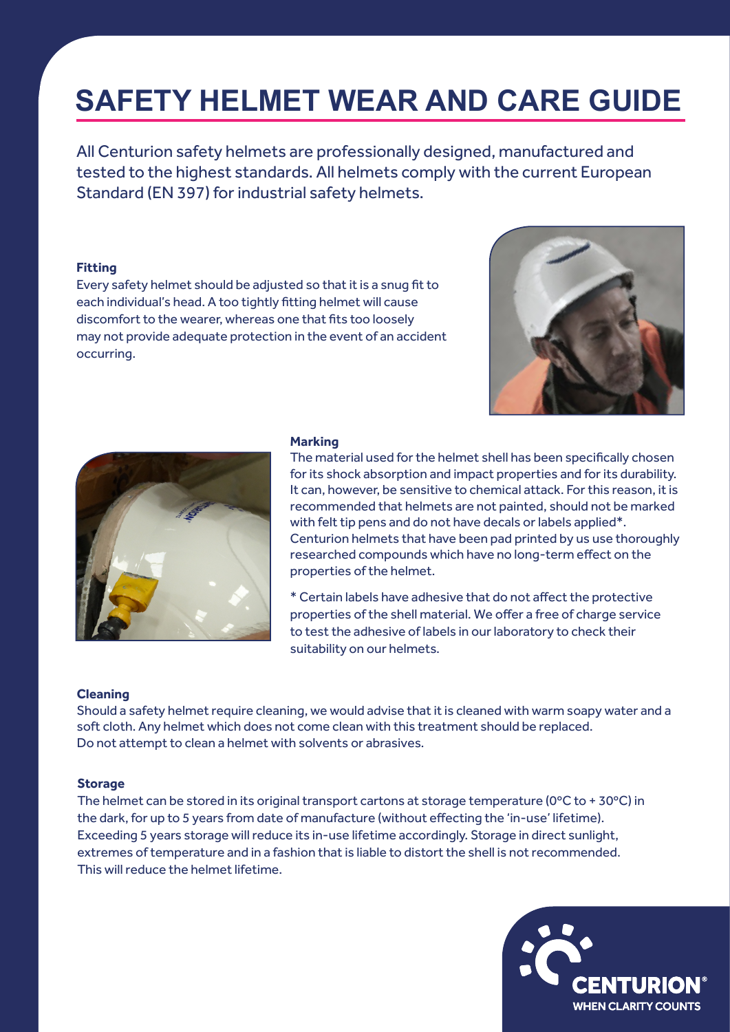# SAFETY HELMET WEAR AND CARE GUIDE

All Centurion safety helmets are professionally designed, manufactured and tested to the highest standards. All helmets comply with the current European Standard (EN 397) for industrial safety helmets.

### Fitting

Every safety helmet should be adjusted so that it is a snug fit to each individual's head. A too tightly fitting helmet will cause discomfort to the wearer, whereas one that fits too loosely may not provide adequate protection in the event of an accident occurring.

### Marking

The material used for the helmet shell has been specifically chosen for its shock absorption and impact properties and for its durability. It can, however, be sensitive to chemical attack. For this reason, it is recommended that helmets are not painted, should not be marked with felt tip pens and do not have decals or labels applied*. Centurion helmets that have been pad printed by us use thoroughly researched compounds which have no long-term effect on the properties of the helmet.

* Certain labels have adhesive that do not affect the protective properties of the shell material. We offer a free of charge service to test the adhesive of labels in our laboratory to check their suitability on our helmets.

### Cleaning

Should a safety helmet require cleaning, we would advise that it is cleaned with warm soapy water and a soft cloth. Any helmet which does not come clean with this treatment should be replaced. Do not attempt to clean a helmet with solvents or abrasives.

### Storage

The helmet can be stored in its original transport cartons at storage temperature (0°C to + 30°C) in the dark, for up to 5 years from date of manufacture (without effecting the 'in-use' lifetime). Exceeding 5 years storage will reduce its in-use lifetime accordingly. Storage in direct sunlight, extremes of temperature and in a fashion that is liable to distort the shell is not recommended. This will reduce the helmet lifetime.

CENTURION®
WHEN CLARITY COUNTS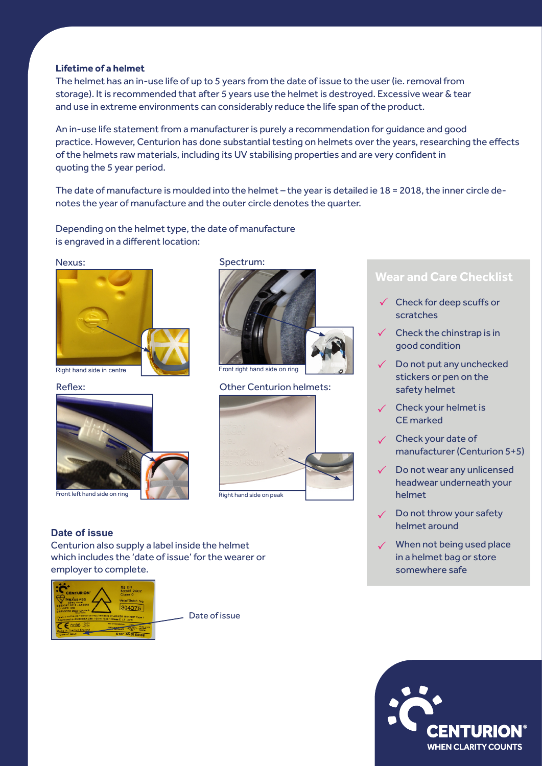## Lifetime of a helmet

The helmet has an in-use life of up to 5 years from the date of issue to the user (ie. removal from storage). It is recommended that after 5 years use the helmet is destroyed. Excessive wear & tear and use in extreme environments can considerably reduce the life span of the product.

An in-use life statement from a manufacturer is purely a recommendation for guidance and good practice. However, Centurion has done substantial testing on helmets over the years, researching the effects of the helmets raw materials, including its UV stabilising properties and are very confident in quoting the 5 year period.

The date of manufacture is moulded into the helmet – the year is detailed ie 18 = 2018, the inner circle denotes the year of manufacture and the outer circle denotes the quarter.

Depending on the helmet type, the date of manufacture is engraved in a different location:

Nexus:

Right hand side in centre

Spectrum:

Front right hand side on ring

Reflex:

Front left hand side on ring

Other Centurion helmets:

Right hand side on peak

## Date of issue

Centurion also supply a label inside the helmet which includes the 'date of issue' for the wearer or employer to complete.

Date of issue

## Wear and Care Checklist

- ✓ Check for deep scuffs or scratches
- ✓ Check the chinstrap is in good condition
- ✓ Do not put any unchecked stickers or pen on the safety helmet
- ✓ Check your helmet is CE marked
- ✓ Check your date of manufacturer (Centurion 5+5)
- ✓ Do not wear any unlicensed headwear underneath your helmet
- ✓ Do not throw your safety helmet around
- ✓ When not being used place in a helmet bag or store somewhere safe

CENTURION®
WHEN CLARITY COUNTS